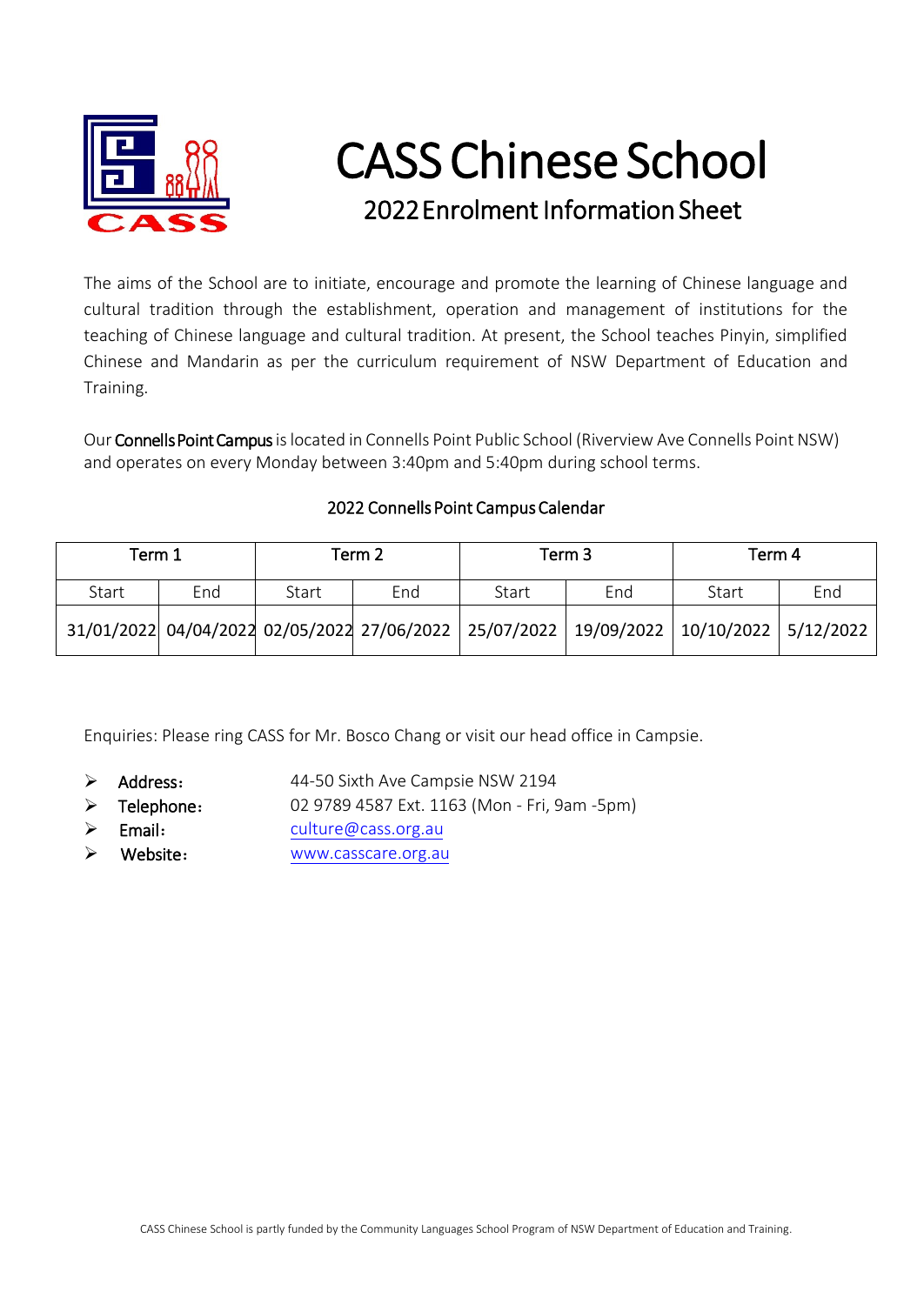# CASS Chinese School

## 2022 Enrolment Information Sheet

The aims of the School are to initiate, encourage and promote the learning of Chinese language and cultural tradition through the establishment, operation and management of institutions for the teaching of Chinese language and cultural tradition. At present, the School teaches Pinyin, simplified Chinese and Mandarin as per the curriculum requirement of NSW Department of Education and Training.

Our **Connells Point Campus** is located in Connells Point Public School (Riverview Ave Connells Point NSW) and operates on every Monday between 3:40pm and 5:40pm during school terms.

### 2022 Connells Point Campus Calendar

| Term 1 | | Term 2 | | Term 3 | | Term 4 | |
|---|---|---|---|---|---|---|---|
| Start | End | Start | End | Start | End | Start | End |
| 31/01/2022 | 04/04/2022 | 02/05/2022 | 27/06/2022 | 25/07/2022 | 19/09/2022 | 10/10/2022 | 5/12/2022 |

Enquiries: Please ring CASS for Mr. Bosco Chang or visit our head office in Campsie.

- Address： 44-50 Sixth Ave Campsie NSW 2194
- Telephone： 02 9789 4587 Ext. 1163 (Mon - Fri, 9am -5pm)
- Email： culture@cass.org.au
- Website： www.casscare.org.au

CASS Chinese School is partly funded by the Community Languages School Program of NSW Department of Education and Training.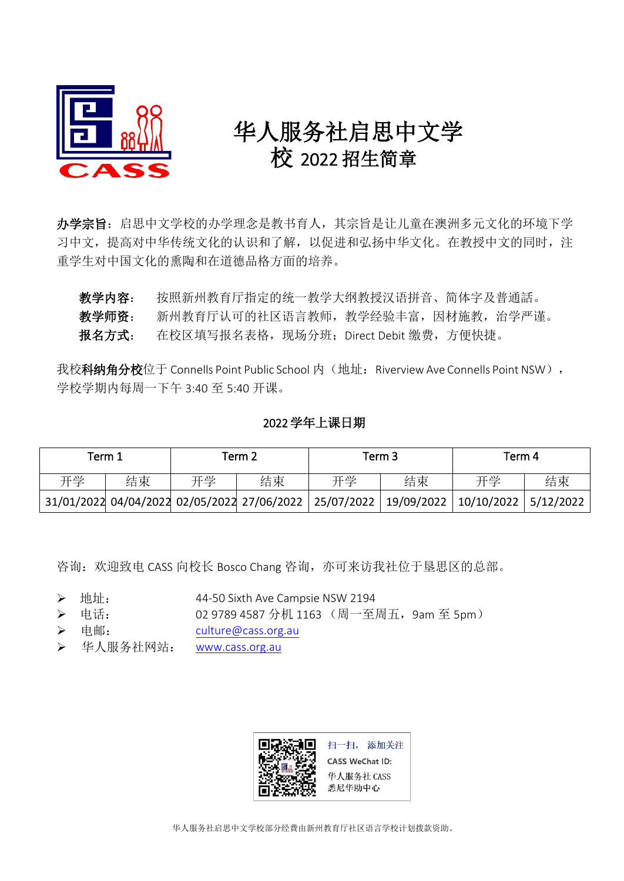# 华人服务社启思中文学校 2022 招生简章

**办学宗旨**：启思中文学校的办学理念是教书育人，其宗旨是让儿童在澳洲多元文化的环境下学习中文，提高对中华传统文化的认识和了解，以促进和弘扬中华文化。在教授中文的同时，注重学生对中国文化的熏陶和在道德品格方面的培养。

**教学内容**： 按照新州教育厅指定的统一教学大纲教授汉语拼音、简体字及普通話。
**教学师资**： 新州教育厅认可的社区语言教师，教学经验丰富，因材施教，治学严谨。
**报名方式**： 在校区填写报名表格，现场分班；Direct Debit 缴费，方便快捷。

我校**科纳角分校**位于 Connells Point Public School 内（地址：Riverview Ave Connells Point NSW），学校学期内每周一下午 3:40 至 5:40 开课。

## 2022 学年上课日期

| Term 1 | | Term 2 | | Term 3 | | Term 4 | |
|---|---|---|---|---|---|---|---|
| 开学 | 结束 | 开学 | 结束 | 开学 | 结束 | 开学 | 结束 |
| 31/01/2022 | 04/04/2022 | 02/05/2022 | 27/06/2022 | 25/07/2022 | 19/09/2022 | 10/10/2022 | 5/12/2022 |

咨询：欢迎致电 CASS 向校长 Bosco Chang 咨询，亦可来访我社位于垦思区的总部。

- 地址： 44-50 Sixth Ave Campsie NSW 2194
- 电话： 02 9789 4587 分机 1163 （周一至周五，9am 至 5pm）
- 电邮： culture@cass.org.au
- 华人服务社网站： www.cass.org.au

扫一扫， 添加关注
CASS WeChat ID:
华人服务社 CASS
悉尼华助中心

华人服务社启思中文学校部分经费由新州教育厅社区语言学校计划拨款资助。